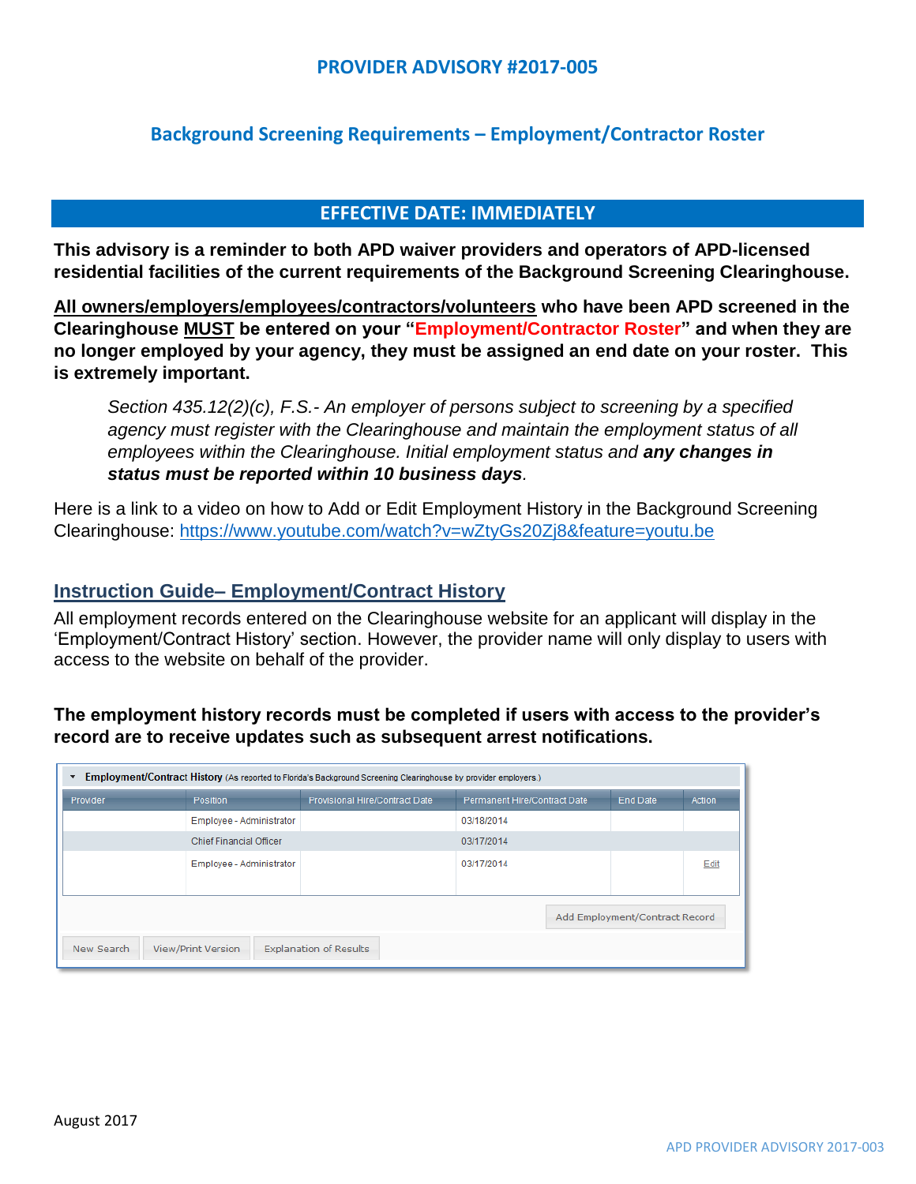# PROVIDER ADVISORY #2017-005

## Background Screening Requirements – Employment/Contractor Roster

**EFFECTIVE DATE: IMMEDIATELY**

**This advisory is a reminder to both APD waiver providers and operators of APD-licensed residential facilities of the current requirements of the Background Screening Clearinghouse.**

**All owners/employers/employees/contractors/volunteers who have been APD screened in the Clearinghouse MUST be entered on your "Employment/Contractor Roster" and when they are no longer employed by your agency, they must be assigned an end date on your roster. This is extremely important.**

> *Section 435.12(2)(c), F.S.- An employer of persons subject to screening by a specified agency must register with the Clearinghouse and maintain the employment status of all employees within the Clearinghouse. Initial employment status and **any changes in status must be reported within 10 business days**.*

Here is a link to a video on how to Add or Edit Employment History in the Background Screening Clearinghouse: https://www.youtube.com/watch?v=wZtyGs20Zj8&feature=youtu.be

## Instruction Guide– Employment/Contract History

All employment records entered on the Clearinghouse website for an applicant will display in the 'Employment/Contract History' section. However, the provider name will only display to users with access to the website on behalf of the provider.

**The employment history records must be completed if users with access to the provider's record are to receive updates such as subsequent arrest notifications.**

**Employment/Contract History** (As reported to Florida's Background Screening Clearinghouse by provider employers.)

| Provider | Position | Provisional Hire/Contract Date | Permanent Hire/Contract Date | End Date | Action |
|---|---|---|---|---|---|
| | Employee - Administrator | | 03/18/2014 | | |
| | Chief Financial Officer | | 03/17/2014 | | |
| | Employee - Administrator | | 03/17/2014 | | Edit |

Add Employment/Contract Record

New Search | View/Print Version | Explanation of Results

August 2017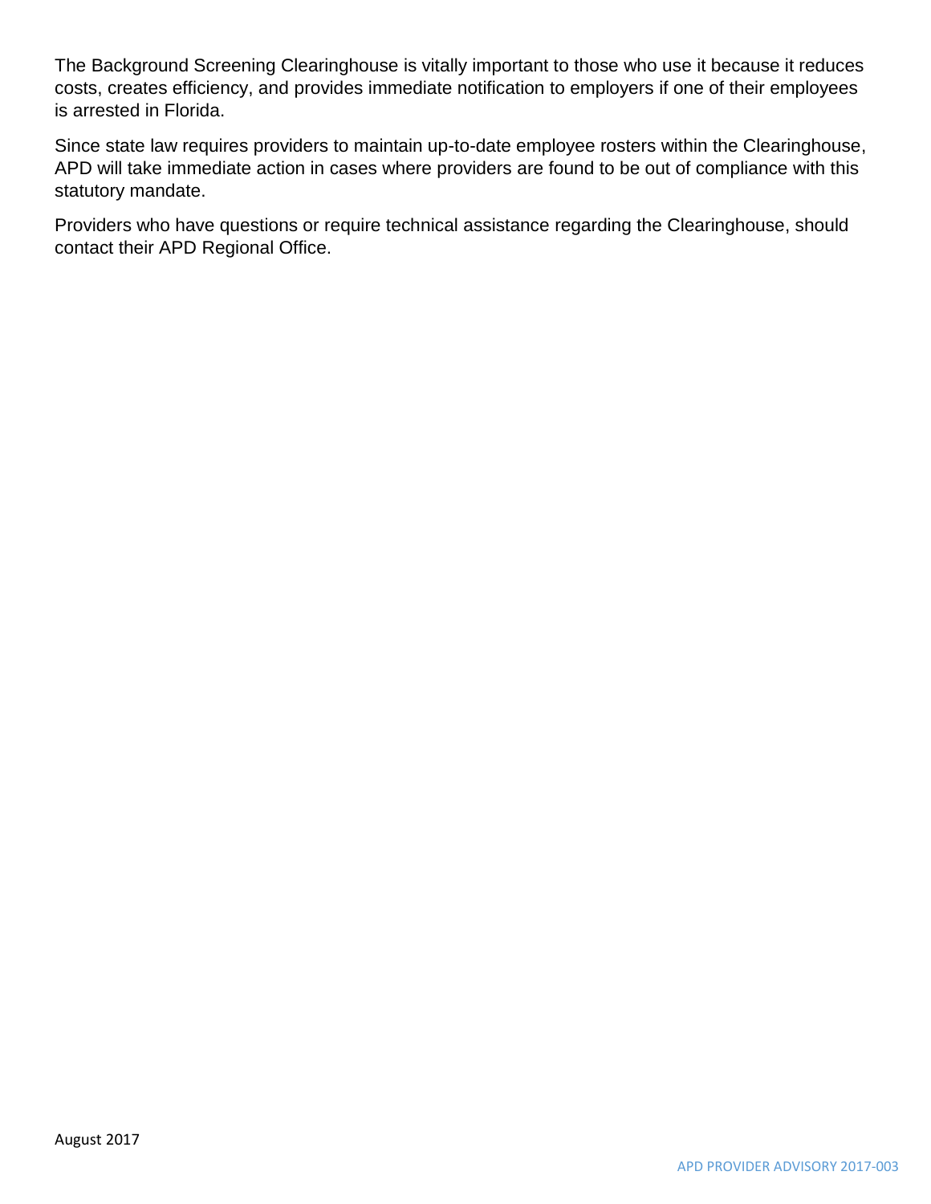The Background Screening Clearinghouse is vitally important to those who use it because it reduces costs, creates efficiency, and provides immediate notification to employers if one of their employees is arrested in Florida.

Since state law requires providers to maintain up-to-date employee rosters within the Clearinghouse, APD will take immediate action in cases where providers are found to be out of compliance with this statutory mandate.

Providers who have questions or require technical assistance regarding the Clearinghouse, should contact their APD Regional Office.

August 2017